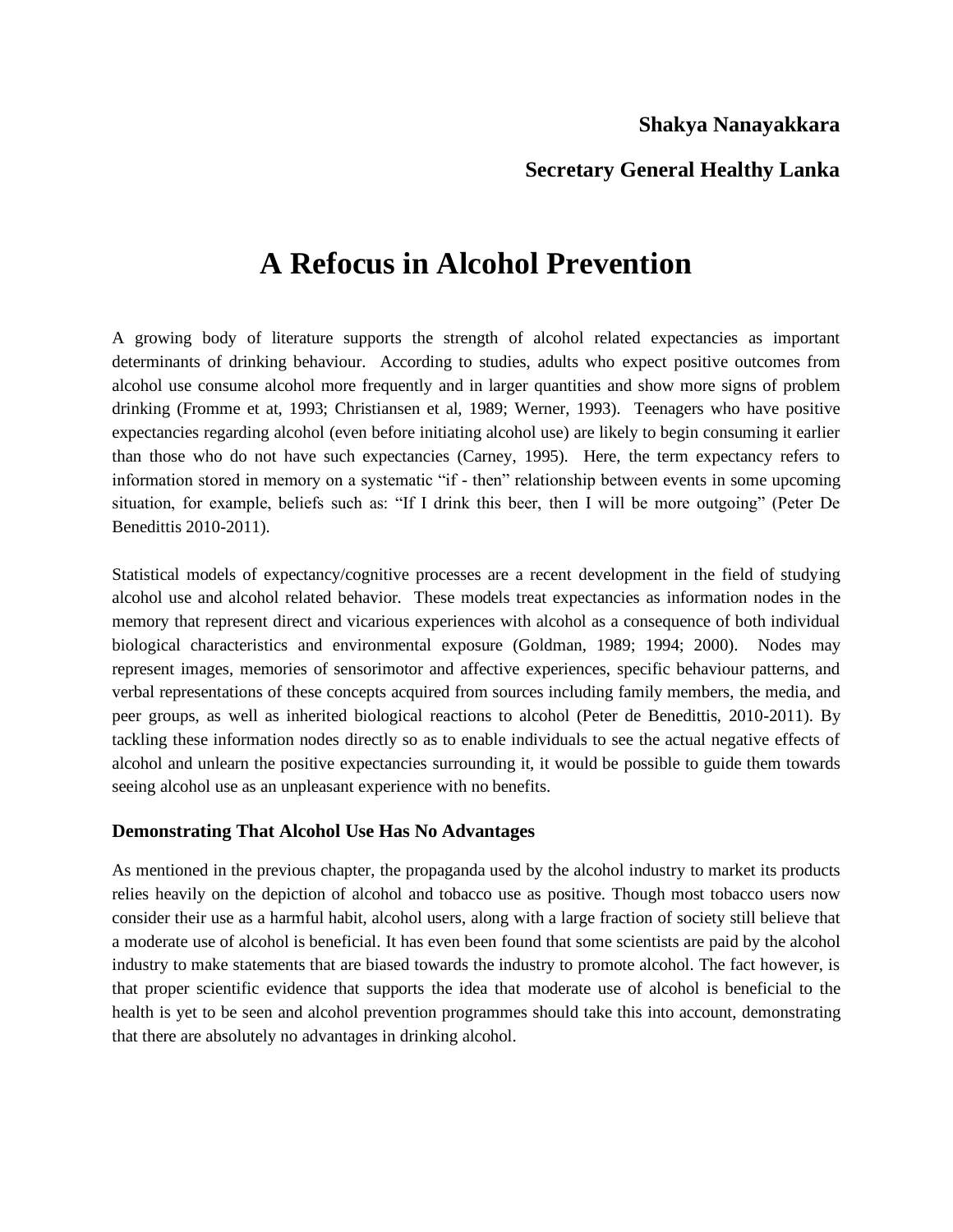**Shakya Nanayakkara**

**Secretary General Healthy Lanka**

# A Refocus in Alcohol Prevention

A growing body of literature supports the strength of alcohol related expectancies as important determinants of drinking behaviour. According to studies, adults who expect positive outcomes from alcohol use consume alcohol more frequently and in larger quantities and show more signs of problem drinking (Fromme et at, 1993; Christiansen et al, 1989; Werner, 1993). Teenagers who have positive expectancies regarding alcohol (even before initiating alcohol use) are likely to begin consuming it earlier than those who do not have such expectancies (Carney, 1995). Here, the term expectancy refers to information stored in memory on a systematic "if - then" relationship between events in some upcoming situation, for example, beliefs such as: "If I drink this beer, then I will be more outgoing" (Peter De Benedittis 2010-2011).

Statistical models of expectancy/cognitive processes are a recent development in the field of studying alcohol use and alcohol related behavior. These models treat expectancies as information nodes in the memory that represent direct and vicarious experiences with alcohol as a consequence of both individual biological characteristics and environmental exposure (Goldman, 1989; 1994; 2000). Nodes may represent images, memories of sensorimotor and affective experiences, specific behaviour patterns, and verbal representations of these concepts acquired from sources including family members, the media, and peer groups, as well as inherited biological reactions to alcohol (Peter de Benedittis, 2010-2011). By tackling these information nodes directly so as to enable individuals to see the actual negative effects of alcohol and unlearn the positive expectancies surrounding it, it would be possible to guide them towards seeing alcohol use as an unpleasant experience with no benefits.

### Demonstrating That Alcohol Use Has No Advantages

As mentioned in the previous chapter, the propaganda used by the alcohol industry to market its products relies heavily on the depiction of alcohol and tobacco use as positive. Though most tobacco users now consider their use as a harmful habit, alcohol users, along with a large fraction of society still believe that a moderate use of alcohol is beneficial. It has even been found that some scientists are paid by the alcohol industry to make statements that are biased towards the industry to promote alcohol. The fact however, is that proper scientific evidence that supports the idea that moderate use of alcohol is beneficial to the health is yet to be seen and alcohol prevention programmes should take this into account, demonstrating that there are absolutely no advantages in drinking alcohol.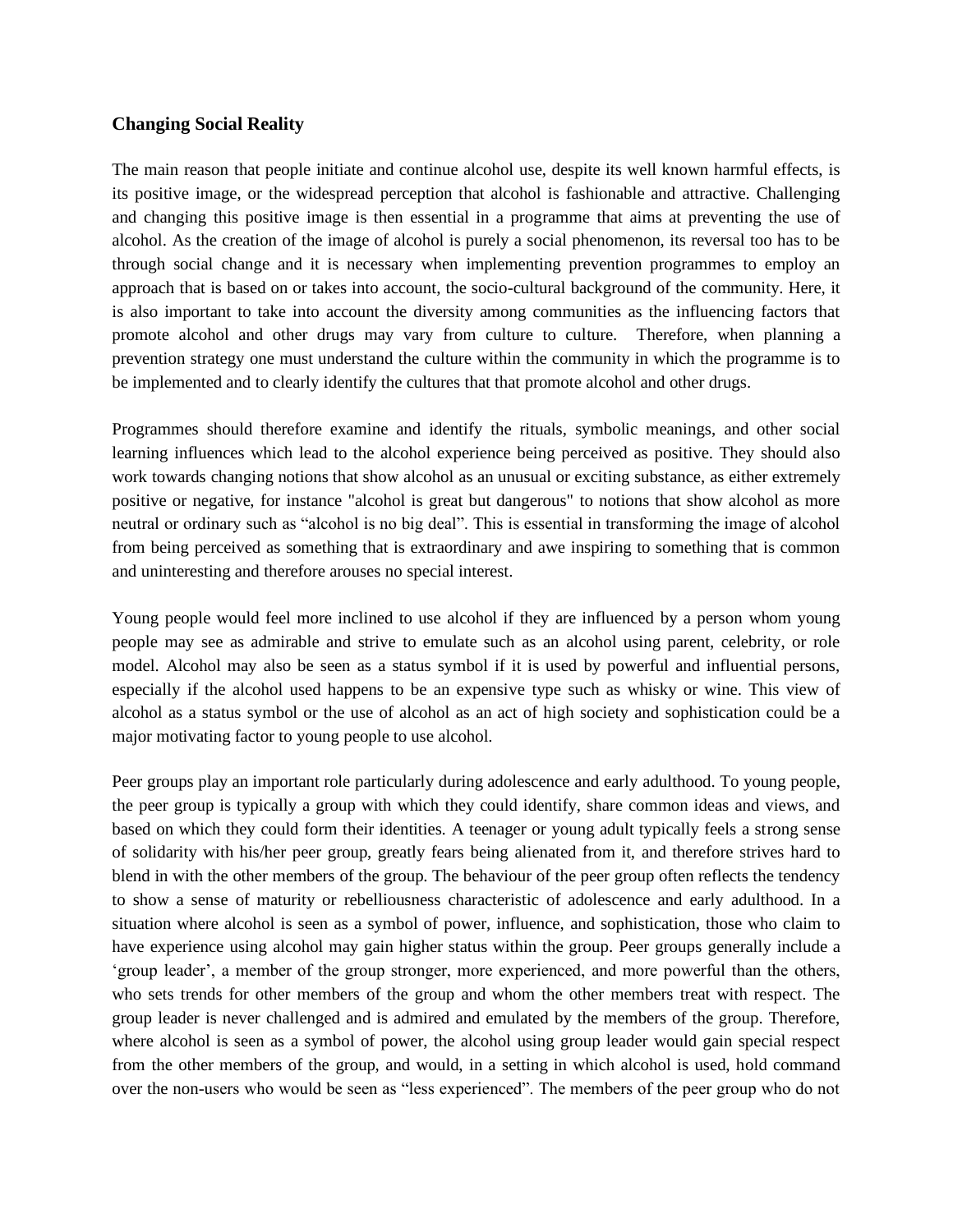### Changing Social Reality

The main reason that people initiate and continue alcohol use, despite its well known harmful effects, is its positive image, or the widespread perception that alcohol is fashionable and attractive. Challenging and changing this positive image is then essential in a programme that aims at preventing the use of alcohol. As the creation of the image of alcohol is purely a social phenomenon, its reversal too has to be through social change and it is necessary when implementing prevention programmes to employ an approach that is based on or takes into account, the socio-cultural background of the community. Here, it is also important to take into account the diversity among communities as the influencing factors that promote alcohol and other drugs may vary from culture to culture. Therefore, when planning a prevention strategy one must understand the culture within the community in which the programme is to be implemented and to clearly identify the cultures that that promote alcohol and other drugs.

Programmes should therefore examine and identify the rituals, symbolic meanings, and other social learning influences which lead to the alcohol experience being perceived as positive. They should also work towards changing notions that show alcohol as an unusual or exciting substance, as either extremely positive or negative, for instance "alcohol is great but dangerous" to notions that show alcohol as more neutral or ordinary such as "alcohol is no big deal". This is essential in transforming the image of alcohol from being perceived as something that is extraordinary and awe inspiring to something that is common and uninteresting and therefore arouses no special interest.

Young people would feel more inclined to use alcohol if they are influenced by a person whom young people may see as admirable and strive to emulate such as an alcohol using parent, celebrity, or role model. Alcohol may also be seen as a status symbol if it is used by powerful and influential persons, especially if the alcohol used happens to be an expensive type such as whisky or wine. This view of alcohol as a status symbol or the use of alcohol as an act of high society and sophistication could be a major motivating factor to young people to use alcohol.

Peer groups play an important role particularly during adolescence and early adulthood. To young people, the peer group is typically a group with which they could identify, share common ideas and views, and based on which they could form their identities. A teenager or young adult typically feels a strong sense of solidarity with his/her peer group, greatly fears being alienated from it, and therefore strives hard to blend in with the other members of the group. The behaviour of the peer group often reflects the tendency to show a sense of maturity or rebelliousness characteristic of adolescence and early adulthood. In a situation where alcohol is seen as a symbol of power, influence, and sophistication, those who claim to have experience using alcohol may gain higher status within the group. Peer groups generally include a 'group leader', a member of the group stronger, more experienced, and more powerful than the others, who sets trends for other members of the group and whom the other members treat with respect. The group leader is never challenged and is admired and emulated by the members of the group. Therefore, where alcohol is seen as a symbol of power, the alcohol using group leader would gain special respect from the other members of the group, and would, in a setting in which alcohol is used, hold command over the non-users who would be seen as "less experienced". The members of the peer group who do not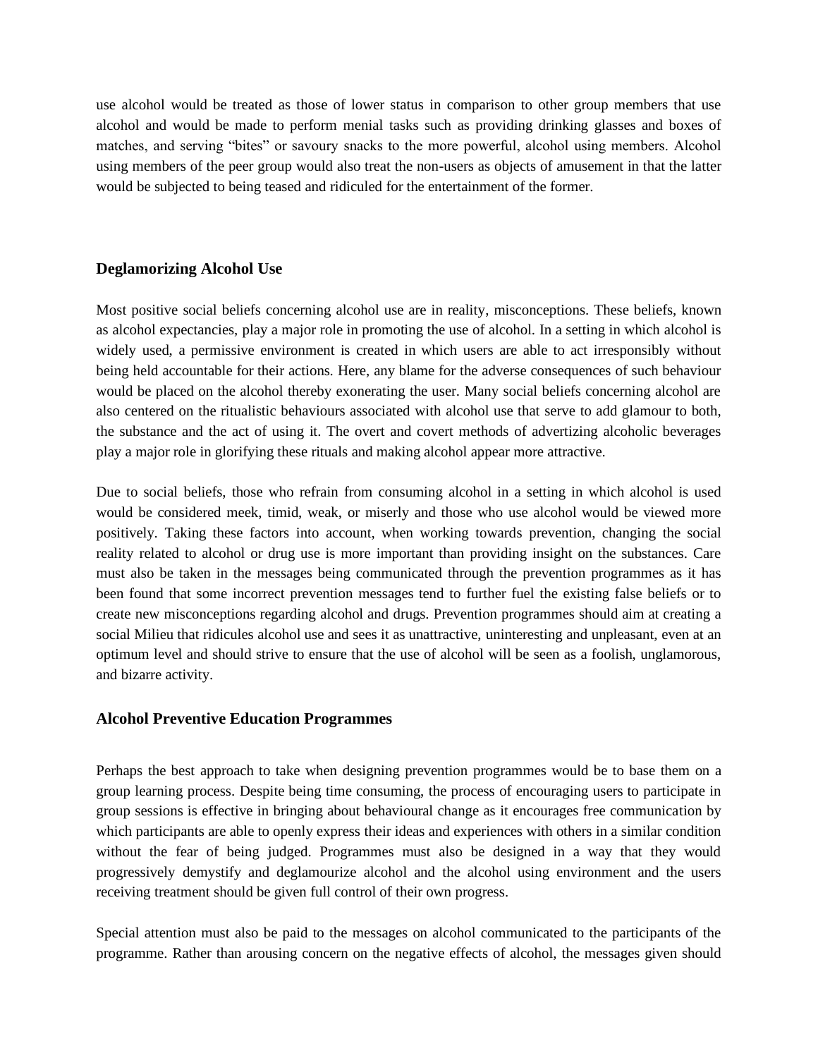use alcohol would be treated as those of lower status in comparison to other group members that use alcohol and would be made to perform menial tasks such as providing drinking glasses and boxes of matches, and serving “bites” or savoury snacks to the more powerful, alcohol using members. Alcohol using members of the peer group would also treat the non-users as objects of amusement in that the latter would be subjected to being teased and ridiculed for the entertainment of the former.

### Deglamorizing Alcohol Use

Most positive social beliefs concerning alcohol use are in reality, misconceptions. These beliefs, known as alcohol expectancies, play a major role in promoting the use of alcohol. In a setting in which alcohol is widely used, a permissive environment is created in which users are able to act irresponsibly without being held accountable for their actions. Here, any blame for the adverse consequences of such behaviour would be placed on the alcohol thereby exonerating the user. Many social beliefs concerning alcohol are also centered on the ritualistic behaviours associated with alcohol use that serve to add glamour to both, the substance and the act of using it. The overt and covert methods of advertizing alcoholic beverages play a major role in glorifying these rituals and making alcohol appear more attractive.

Due to social beliefs, those who refrain from consuming alcohol in a setting in which alcohol is used would be considered meek, timid, weak, or miserly and those who use alcohol would be viewed more positively. Taking these factors into account, when working towards prevention, changing the social reality related to alcohol or drug use is more important than providing insight on the substances. Care must also be taken in the messages being communicated through the prevention programmes as it has been found that some incorrect prevention messages tend to further fuel the existing false beliefs or to create new misconceptions regarding alcohol and drugs. Prevention programmes should aim at creating a social Milieu that ridicules alcohol use and sees it as unattractive, uninteresting and unpleasant, even at an optimum level and should strive to ensure that the use of alcohol will be seen as a foolish, unglamorous, and bizarre activity.

### Alcohol Preventive Education Programmes

Perhaps the best approach to take when designing prevention programmes would be to base them on a group learning process. Despite being time consuming, the process of encouraging users to participate in group sessions is effective in bringing about behavioural change as it encourages free communication by which participants are able to openly express their ideas and experiences with others in a similar condition without the fear of being judged. Programmes must also be designed in a way that they would progressively demystify and deglamourize alcohol and the alcohol using environment and the users receiving treatment should be given full control of their own progress.

Special attention must also be paid to the messages on alcohol communicated to the participants of the programme. Rather than arousing concern on the negative effects of alcohol, the messages given should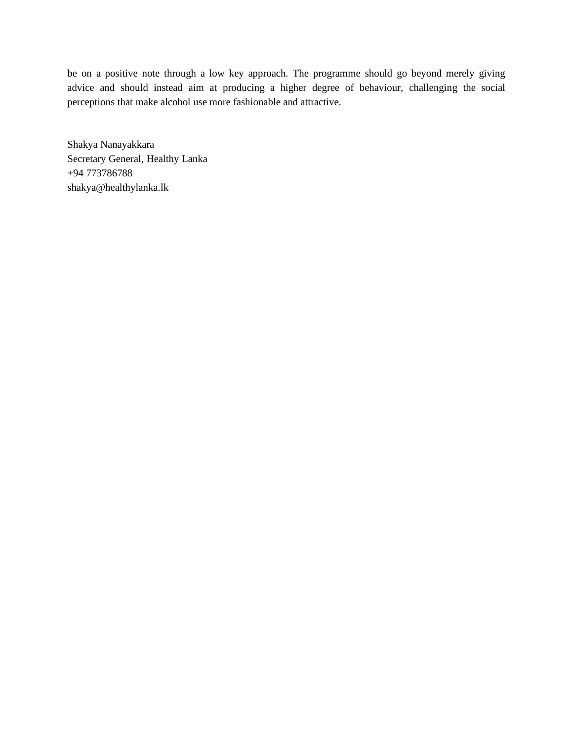be on a positive note through a low key approach. The programme should go beyond merely giving advice and should instead aim at producing a higher degree of behaviour, challenging the social perceptions that make alcohol use more fashionable and attractive.

Shakya Nanayakkara  
Secretary General, Healthy Lanka  
+94 773786788  
shakya@healthylanka.lk